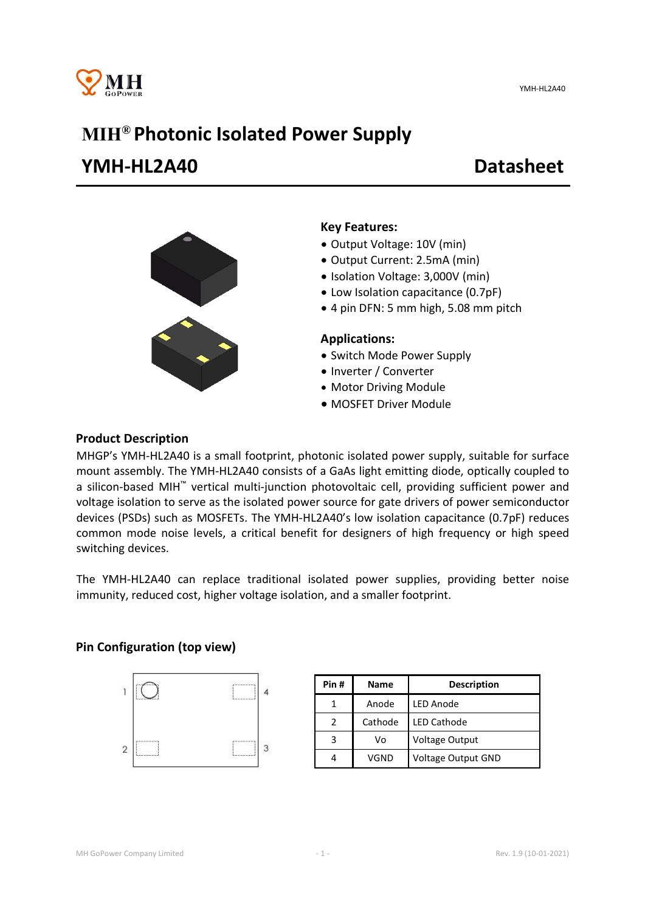# MIH® Photonic Isolated Power Supply

## YMH-HL2A40 Datasheet

### Key Features:

- Output Voltage: 10V (min)
- Output Current: 2.5mA (min)
- Isolation Voltage: 3,000V (min)
- Low Isolation capacitance (0.7pF)
- 4 pin DFN: 5 mm high, 5.08 mm pitch

### Applications:

- Switch Mode Power Supply
- Inverter / Converter
- Motor Driving Module
- MOSFET Driver Module

### Product Description

MHGP's YMH-HL2A40 is a small footprint, photonic isolated power supply, suitable for surface mount assembly. The YMH-HL2A40 consists of a GaAs light emitting diode, optically coupled to a silicon-based MIH™ vertical multi-junction photovoltaic cell, providing sufficient power and voltage isolation to serve as the isolated power source for gate drivers of power semiconductor devices (PSDs) such as MOSFETs. The YMH-HL2A40's low isolation capacitance (0.7pF) reduces common mode noise levels, a critical benefit for designers of high frequency or high speed switching devices.

The YMH-HL2A40 can replace traditional isolated power supplies, providing better noise immunity, reduced cost, higher voltage isolation, and a smaller footprint.

### Pin Configuration (top view)

| Pin # | Name | Description |
|---|---|---|
| 1 | Anode | LED Anode |
| 2 | Cathode | LED Cathode |
| 3 | Vo | Voltage Output |
| 4 | VGND | Voltage Output GND |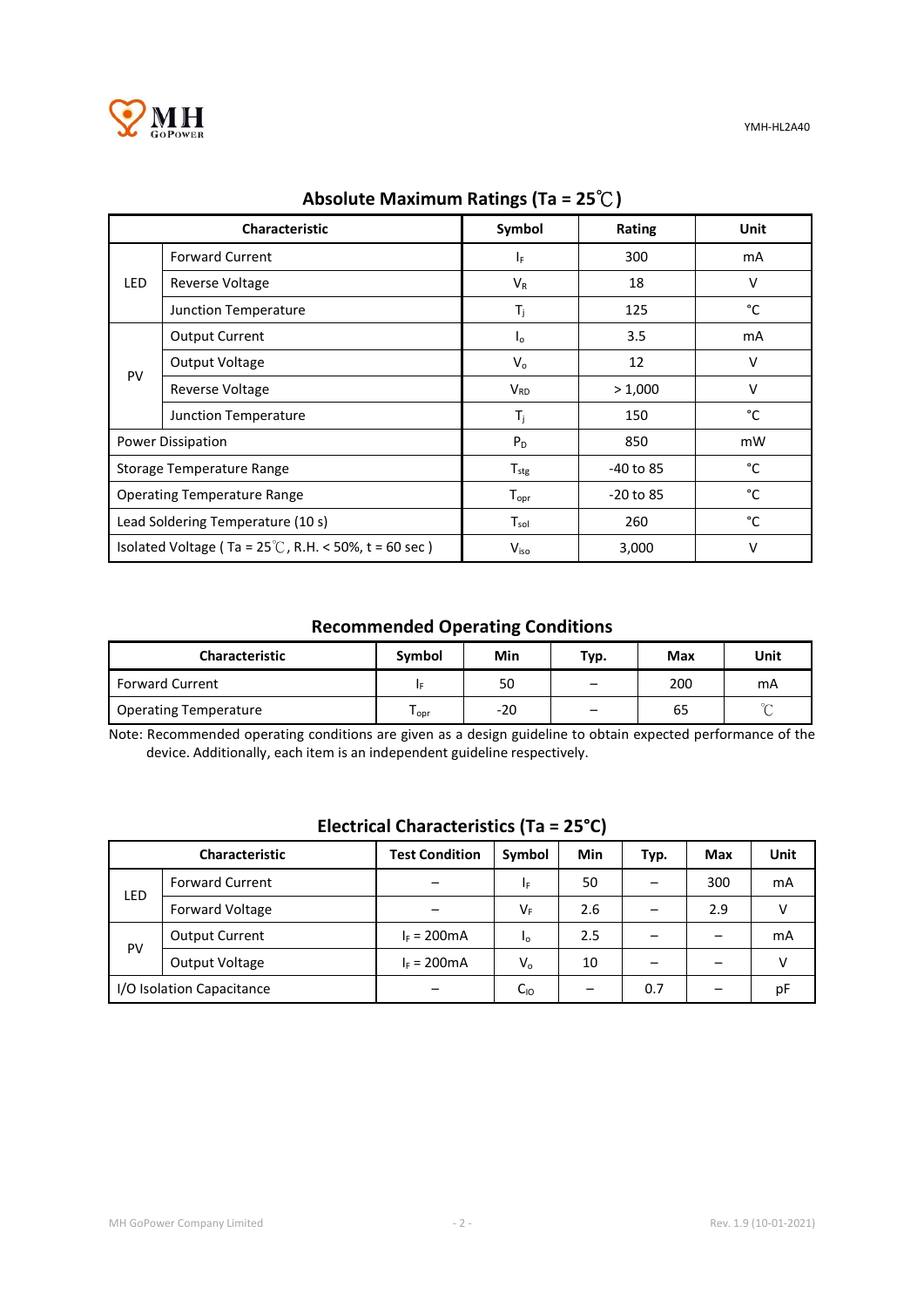## Absolute Maximum Ratings (Ta = 25℃)

| Characteristic | | Symbol | Rating | Unit |
|---|---|---|---|---|
| LED | Forward Current | $I_F$ | 300 | mA |
| | Reverse Voltage | $V_R$ | 18 | V |
| | Junction Temperature | $T_j$ | 125 | °C |
| PV | Output Current | $I_o$ | 3.5 | mA |
| | Output Voltage | $V_o$ | 12 | V |
| | Reverse Voltage | $V_{RD}$ | > 1,000 | V |
| | Junction Temperature | $T_j$ | 150 | °C |
| Power Dissipation | | $P_D$ | 850 | mW |
| Storage Temperature Range | | $T_{stg}$ | -40 to 85 | °C |
| Operating Temperature Range | | $T_{opr}$ | -20 to 85 | °C |
| Lead Soldering Temperature (10 s) | | $T_{sol}$ | 260 | °C |
| Isolated Voltage ( Ta = 25℃, R.H. < 50%, t = 60 sec ) | | $V_{iso}$ | 3,000 | V |

## Recommended Operating Conditions

| Characteristic | Symbol | Min | Typ. | Max | Unit |
|---|---|---|---|---|---|
| Forward Current | $I_F$ | 50 | – | 200 | mA |
| Operating Temperature | $T_{opr}$ | -20 | – | 65 | ℃ |

Note: Recommended operating conditions are given as a design guideline to obtain expected performance of the device. Additionally, each item is an independent guideline respectively.

## Electrical Characteristics (Ta = 25°C)

| Characteristic | | Test Condition | Symbol | Min | Typ. | Max | Unit |
|---|---|---|---|---|---|---|---|
| LED | Forward Current | – | $I_F$ | 50 | – | 300 | mA |
| | Forward Voltage | – | $V_F$ | 2.6 | – | 2.9 | V |
| PV | Output Current | $I_F$ = 200mA | $I_o$ | 2.5 | – | – | mA |
| | Output Voltage | $I_F$ = 200mA | $V_o$ | 10 | – | – | V |
| I/O Isolation Capacitance | | – | $C_{IO}$ | – | 0.7 | – | pF |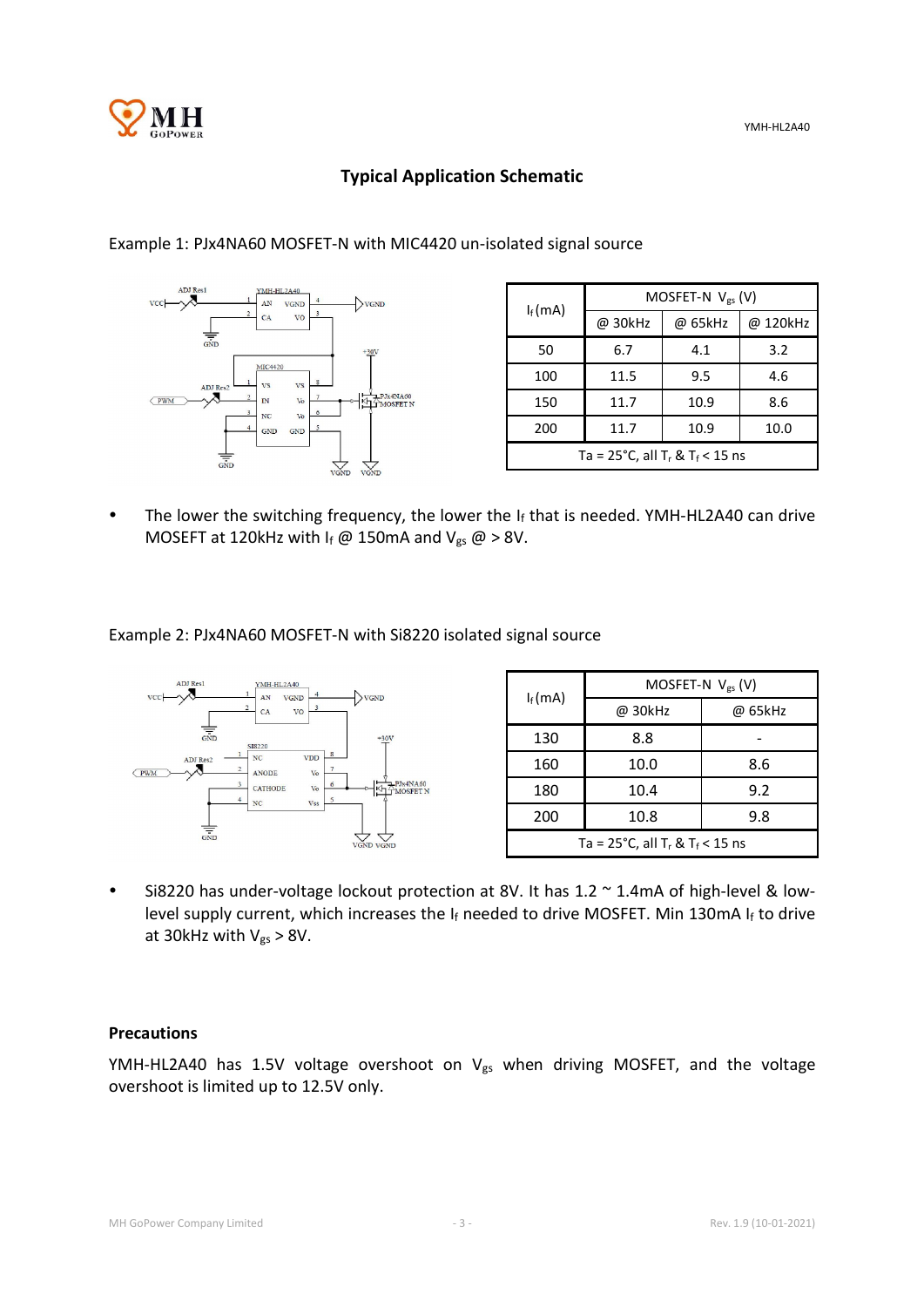## Typical Application Schematic

Example 1: PJx4NA60 MOSFET-N with MIC4420 un-isolated signal source

| $I_f$ (mA) | MOSFET-N $V_{gs}$ (V) | | |
|---|---|---|---|
| | @ 30kHz | @ 65kHz | @ 120kHz |
| 50 | 6.7 | 4.1 | 3.2 |
| 100 | 11.5 | 9.5 | 4.6 |
| 150 | 11.7 | 10.9 | 8.6 |
| 200 | 11.7 | 10.9 | 10.0 |
| Ta = 25°C, all $T_r$ & $T_f$ < 15 ns | | | |

- The lower the switching frequency, the lower the $I_f$ that is needed. YMH-HL2A40 can drive MOSEFT at 120kHz with $I_f$ @ 150mA and $V_{gs}$ @ > 8V.

Example 2: PJx4NA60 MOSFET-N with Si8220 isolated signal source

| $I_f$ (mA) | MOSFET-N $V_{gs}$ (V) | |
|---|---|---|
| | @ 30kHz | @ 65kHz |
| 130 | 8.8 | - |
| 160 | 10.0 | 8.6 |
| 180 | 10.4 | 9.2 |
| 200 | 10.8 | 9.8 |
| Ta = 25°C, all $T_r$ & $T_f$ < 15 ns | | |

- Si8220 has under-voltage lockout protection at 8V. It has 1.2 ~ 1.4mA of high-level & low-level supply current, which increases the $I_f$ needed to drive MOSFET. Min 130mA $I_f$ to drive at 30kHz with $V_{gs}$ > 8V.

### Precautions

YMH-HL2A40 has 1.5V voltage overshoot on $V_{gs}$ when driving MOSFET, and the voltage overshoot is limited up to 12.5V only.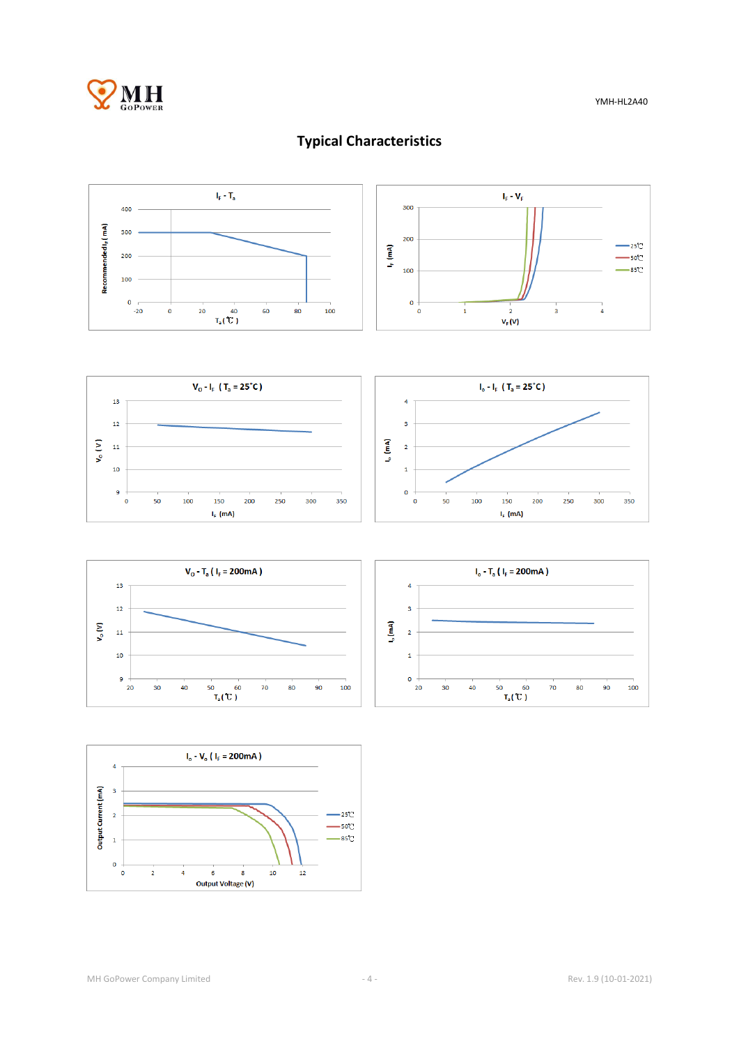## Typical Characteristics

**$I_F$ - $T_a$**

Recommended $I_F$ ( mA) vs. $T_a$ ( ℃ )

**$I_F$ - $V_F$**

$I_F$ (mA) vs. $V_F$ (V) — 25℃, 50℃, 85℃

**$V_O$ - $I_F$ ( $T_a$ = 25℃ )**

$V_O$ ( V ) vs. $I_F$ (mA)

**$I_o$ - $I_F$ ( $T_a$ = 25℃ )**

$I_o$ (mA) vs. $I_F$ (mA)

**$V_O$ - $T_a$ ( $I_F$ = 200mA )**

$V_O$ (V) vs. $T_a$ ( ℃ )

**$I_o$ - $T_a$ ( $I_F$ = 200mA )**

$I_o$ (mA) vs. $T_a$ ( ℃ )

**$I_o$ - $V_o$ ( $I_F$ = 200mA )**

Output Current (mA) vs. Output Voltage (V) — 25℃, 50℃, 85℃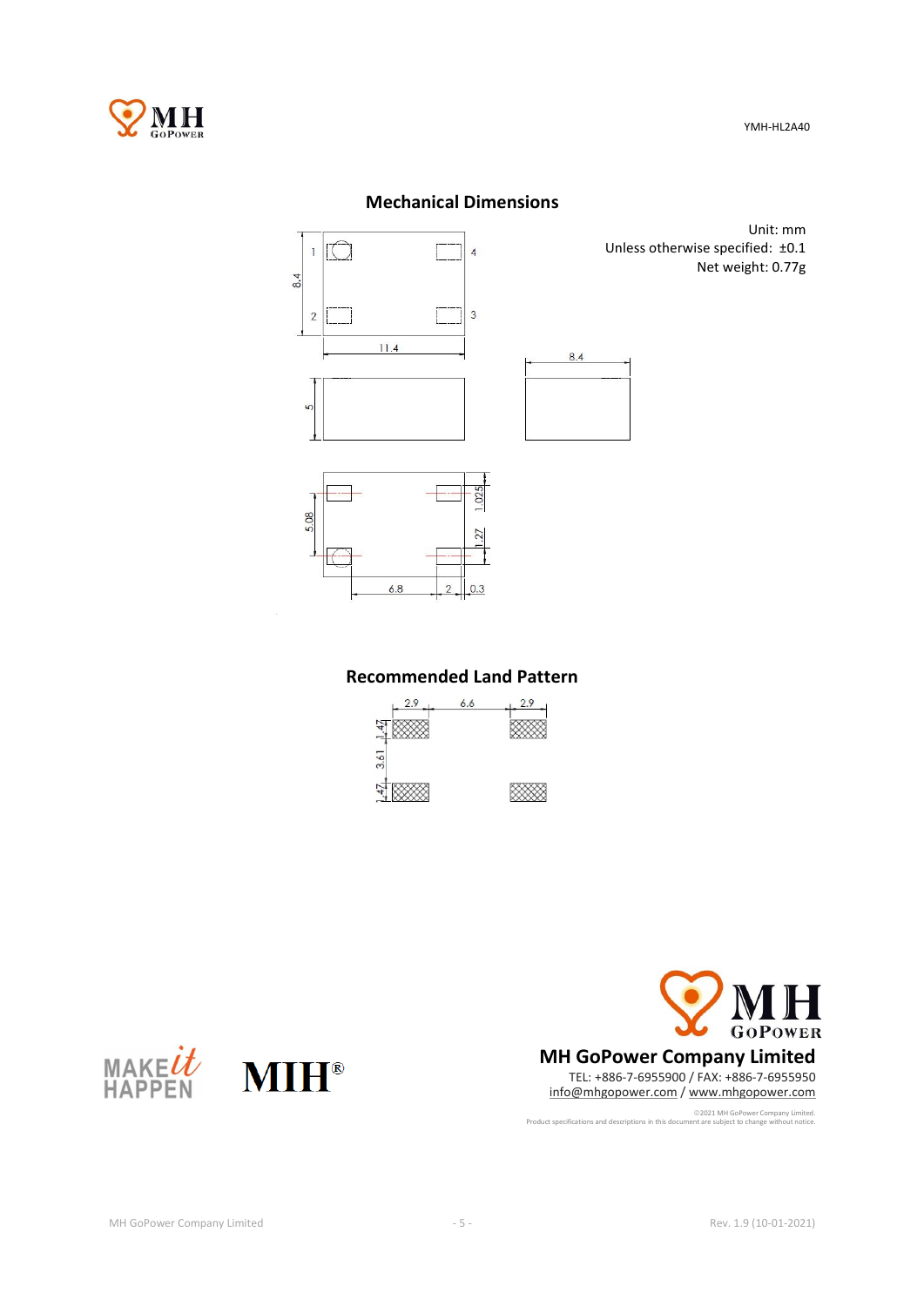## Mechanical Dimensions

Unit: mm
Unless otherwise specified: ±0.1
Net weight: 0.77g

1
4
2
3
8.4
11.4
5
8.4
5.08
1.025
1.27
6.8
2
0.3

## Recommended Land Pattern

2.9
6.6
2.9
1.47
3.61
1.47

MAKE *it* HAPPEN

MH®

**MH GoPower Company Limited**
TEL: +886-7-6955900 / FAX: +886-7-6955950
info@mhgopower.com / www.mhgopower.com

©2021 MH GoPower Company Limited.
Product specifications and descriptions in this document are subject to change without notice.